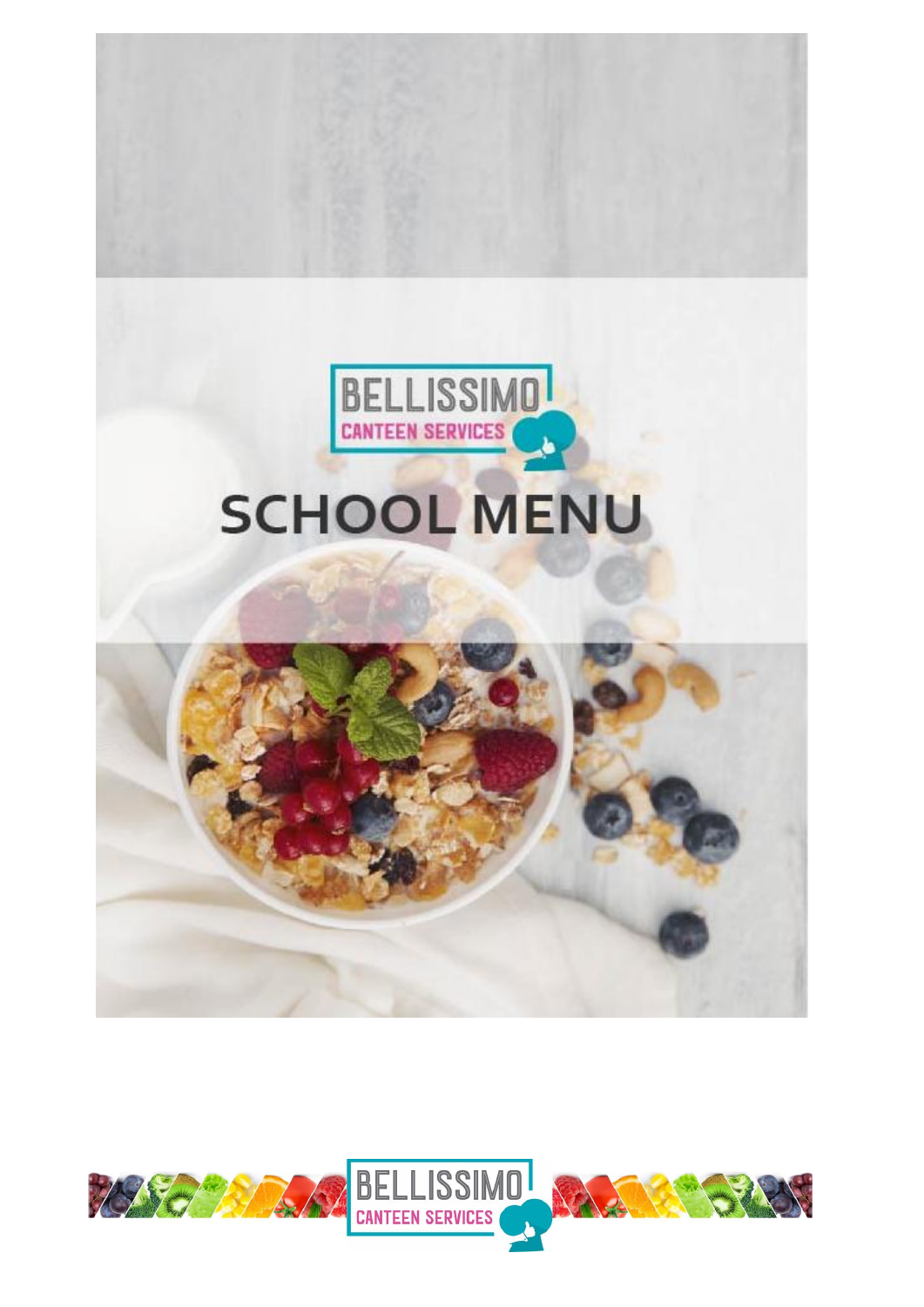BELLISSIMO
CANTEEN SERVICES

# SCHOOL MENU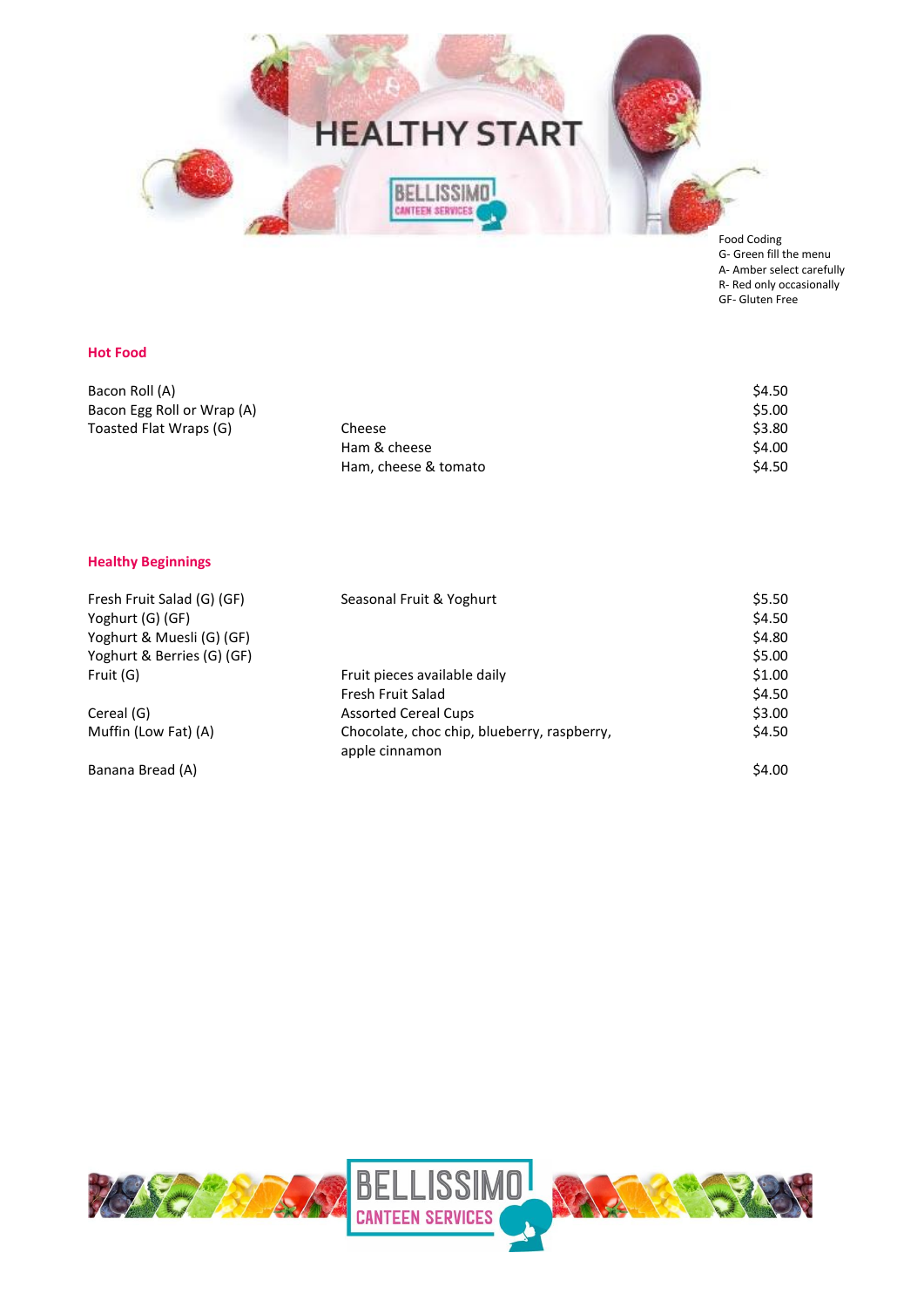# HEALTHY START

BELLISSIMO CANTEEN SERVICES

Food Coding
G- Green fill the menu
A- Amber select carefully
R- Red only occasionally
GF- Gluten Free

## Hot Food

| Item | Description | Price |
| --- | --- | --- |
| Bacon Roll (A) | | $4.50 |
| Bacon Egg Roll or Wrap (A) | | $5.00 |
| Toasted Flat Wraps (G) | Cheese | $3.80 |
| | Ham & cheese | $4.00 |
| | Ham, cheese & tomato | $4.50 |

## Healthy Beginnings

| Item | Description | Price |
| --- | --- | --- |
| Fresh Fruit Salad (G) (GF) | Seasonal Fruit & Yoghurt | $5.50 |
| Yoghurt (G) (GF) | | $4.50 |
| Yoghurt & Muesli (G) (GF) | | $4.80 |
| Yoghurt & Berries (G) (GF) | | $5.00 |
| Fruit (G) | Fruit pieces available daily | $1.00 |
| | Fresh Fruit Salad | $4.50 |
| Cereal (G) | Assorted Cereal Cups | $3.00 |
| Muffin (Low Fat) (A) | Chocolate, choc chip, blueberry, raspberry, apple cinnamon | $4.50 |
| Banana Bread (A) | | $4.00 |

BELLISSIMO CANTEEN SERVICES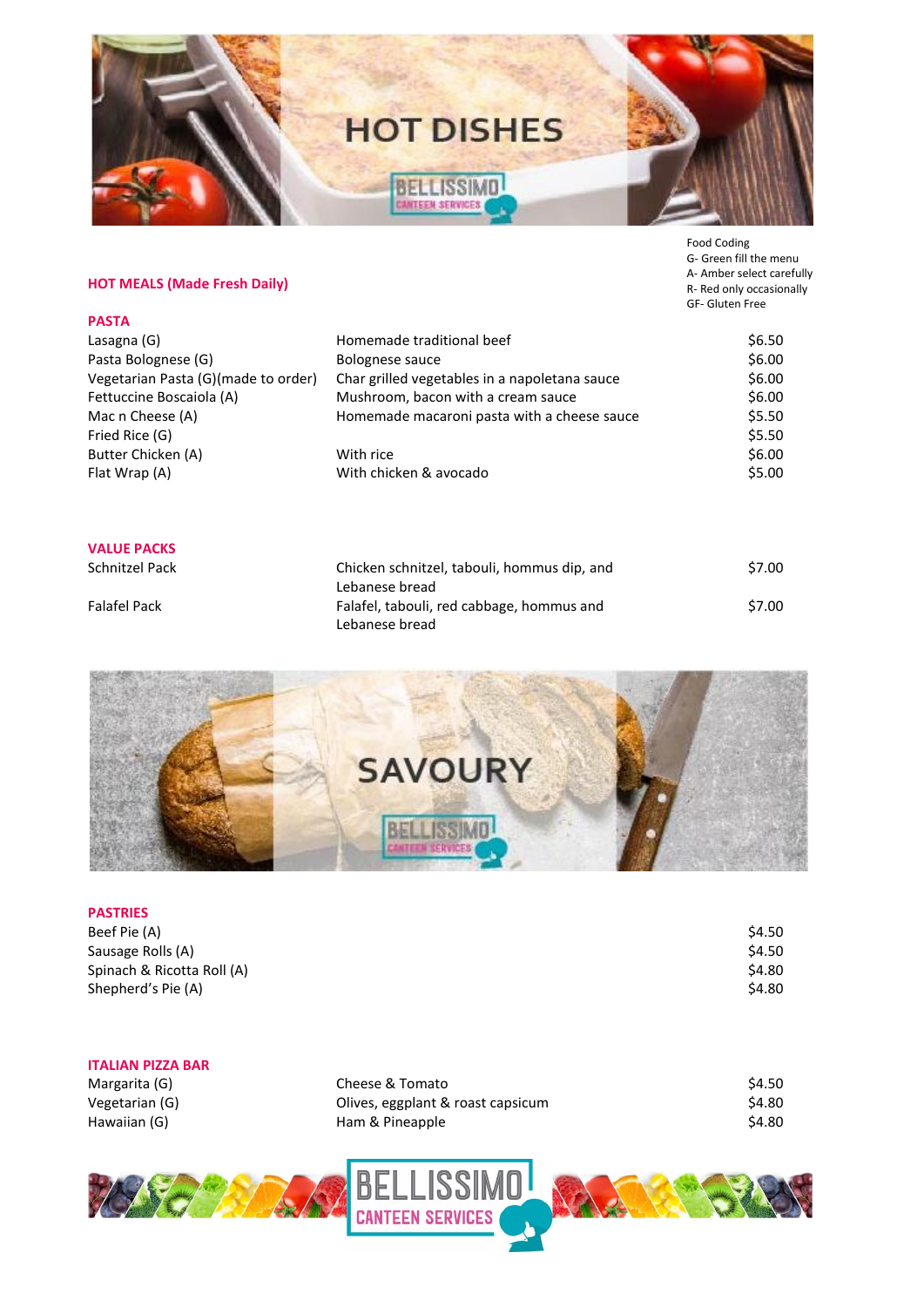# HOT DISHES

Food Coding
G- Green fill the menu
A- Amber select carefully
R- Red only occasionally
GF- Gluten Free

## HOT MEALS (Made Fresh Daily)

### PASTA

| | | |
|---|---|---|
| Lasagna (G) | Homemade traditional beef | $6.50 |
| Pasta Bolognese (G) | Bolognese sauce | $6.00 |
| Vegetarian Pasta (G)(made to order) | Char grilled vegetables in a napoletana sauce | $6.00 |
| Fettuccine Boscaiola (A) | Mushroom, bacon with a cream sauce | $6.00 |
| Mac n Cheese (A) | Homemade macaroni pasta with a cheese sauce | $5.50 |
| Fried Rice (G) | | $5.50 |
| Butter Chicken (A) | With rice | $6.00 |
| Flat Wrap (A) | With chicken & avocado | $5.00 |

### VALUE PACKS

| | | |
|---|---|---|
| Schnitzel Pack | Chicken schnitzel, tabouli, hommus dip, and Lebanese bread | $7.00 |
| Falafel Pack | Falafel, tabouli, red cabbage, hommus and Lebanese bread | $7.00 |

# SAVOURY

### PASTRIES

| | |
|---|---|
| Beef Pie (A) | $4.50 |
| Sausage Rolls (A) | $4.50 |
| Spinach & Ricotta Roll (A) | $4.80 |
| Shepherd's Pie (A) | $4.80 |

### ITALIAN PIZZA BAR

| | | |
|---|---|---|
| Margarita (G) | Cheese & Tomato | $4.50 |
| Vegetarian (G) | Olives, eggplant & roast capsicum | $4.80 |
| Hawaiian (G) | Ham & Pineapple | $4.80 |

BELLISSIMO CANTEEN SERVICES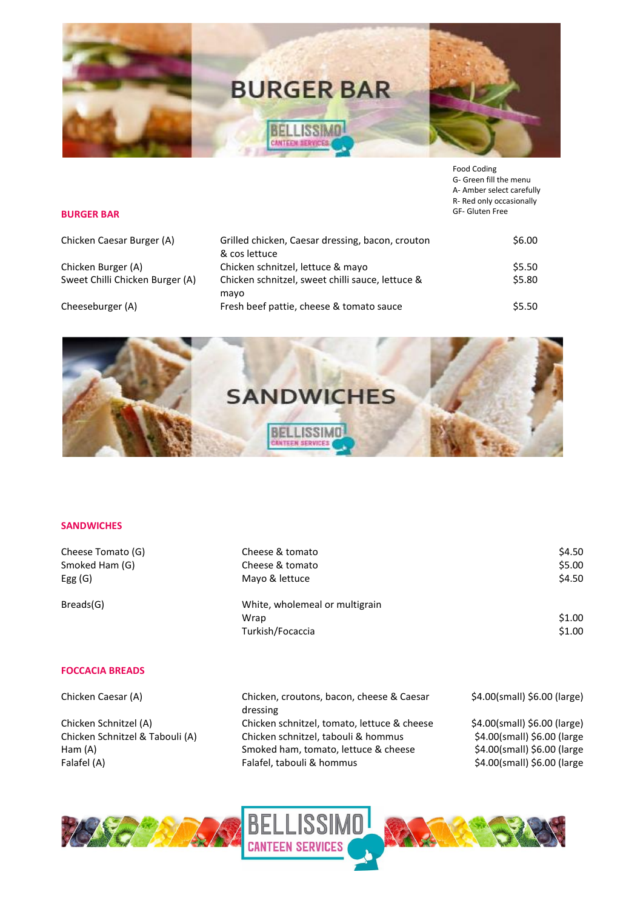# BURGER BAR

BELLISSIMO CANTEEN SERVICES

Food Coding
G- Green fill the menu
A- Amber select carefully
R- Red only occasionally
GF- Gluten Free

## BURGER BAR

| | | |
|---|---|---|
| Chicken Caesar Burger (A) | Grilled chicken, Caesar dressing, bacon, crouton & cos lettuce | $6.00 |
| Chicken Burger (A) | Chicken schnitzel, lettuce & mayo | $5.50 |
| Sweet Chilli Chicken Burger (A) | Chicken schnitzel, sweet chilli sauce, lettuce & mayo | $5.80 |
| Cheeseburger (A) | Fresh beef pattie, cheese & tomato sauce | $5.50 |

# SANDWICHES

BELLISSIMO CANTEEN SERVICES

## SANDWICHES

| | | |
|---|---|---|
| Cheese Tomato (G) | Cheese & tomato | $4.50 |
| Smoked Ham (G) | Cheese & tomato | $5.00 |
| Egg (G) | Mayo & lettuce | $4.50 |
| Breads(G) | White, wholemeal or multigrain | |
| | Wrap | $1.00 |
| | Turkish/Focaccia | $1.00 |

## FOCCACIA BREADS

| | | |
|---|---|---|
| Chicken Caesar (A) | Chicken, croutons, bacon, cheese & Caesar dressing | $4.00(small) $6.00 (large) |
| Chicken Schnitzel (A) | Chicken schnitzel, tomato, lettuce & cheese | $4.00(small) $6.00 (large) |
| Chicken Schnitzel & Tabouli (A) | Chicken schnitzel, tabouli & hommus | $4.00(small) $6.00 (large |
| Ham (A) | Smoked ham, tomato, lettuce & cheese | $4.00(small) $6.00 (large |
| Falafel (A) | Falafel, tabouli & hommus | $4.00(small) $6.00 (large |

BELLISSIMO CANTEEN SERVICES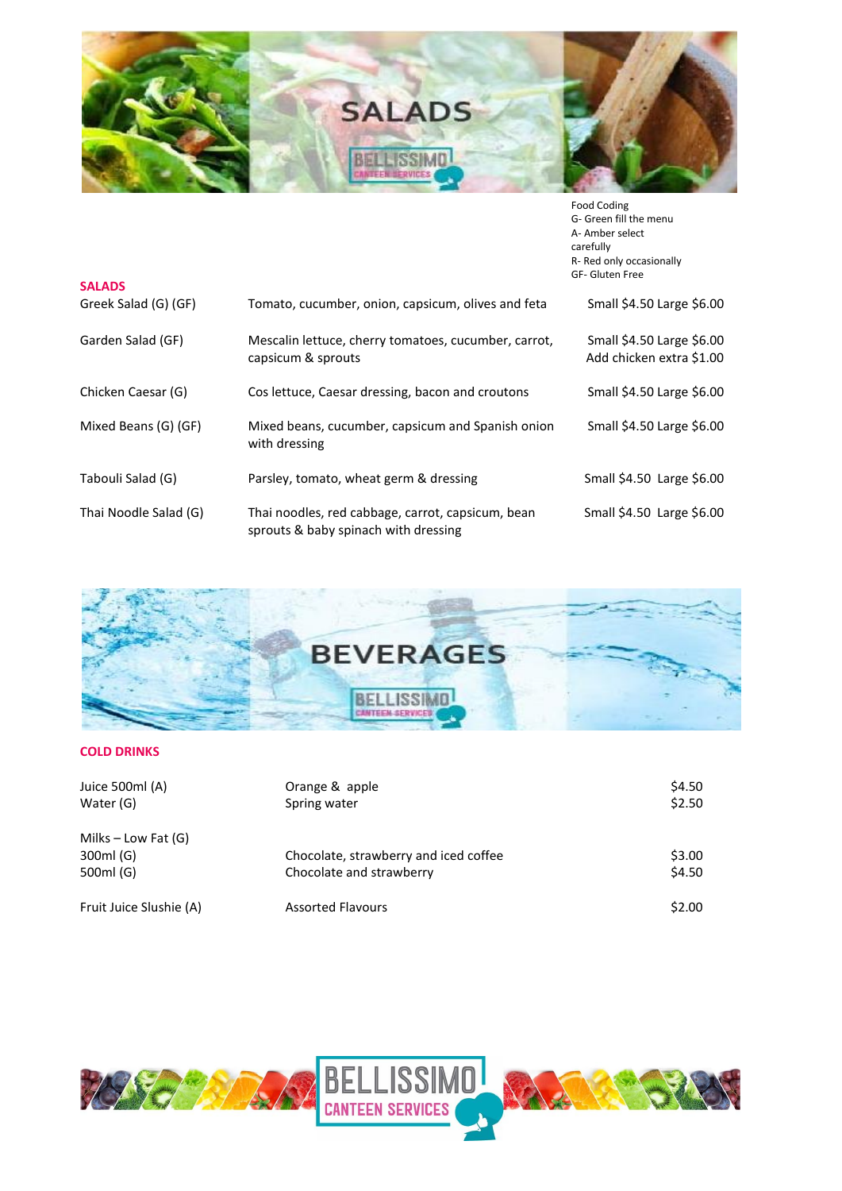# SALADS

BELLISSIMO CANTEEN SERVICES

Food Coding
G- Green fill the menu
A- Amber select carefully
R- Red only occasionally
GF- Gluten Free

## SALADS

| | | |
|---|---|---|
| Greek Salad (G) (GF) | Tomato, cucumber, onion, capsicum, olives and feta | Small $4.50 Large $6.00 |
| Garden Salad (GF) | Mescalin lettuce, cherry tomatoes, cucumber, carrot, capsicum & sprouts | Small $4.50 Large $6.00<br>Add chicken extra $1.00 |
| Chicken Caesar (G) | Cos lettuce, Caesar dressing, bacon and croutons | Small $4.50 Large $6.00 |
| Mixed Beans (G) (GF) | Mixed beans, cucumber, capsicum and Spanish onion with dressing | Small $4.50 Large $6.00 |
| Tabouli Salad (G) | Parsley, tomato, wheat germ & dressing | Small $4.50 Large $6.00 |
| Thai Noodle Salad (G) | Thai noodles, red cabbage, carrot, capsicum, bean sprouts & baby spinach with dressing | Small $4.50 Large $6.00 |

# BEVERAGES

BELLISSIMO CANTEEN SERVICES

## COLD DRINKS

| | | |
|---|---|---|
| Juice 500ml (A) | Orange & apple | $4.50 |
| Water (G) | Spring water | $2.50 |
| Milks – Low Fat (G) | | |
| 300ml (G) | Chocolate, strawberry and iced coffee | $3.00 |
| 500ml (G) | Chocolate and strawberry | $4.50 |
| Fruit Juice Slushie (A) | Assorted Flavours | $2.00 |

BELLISSIMO CANTEEN SERVICES